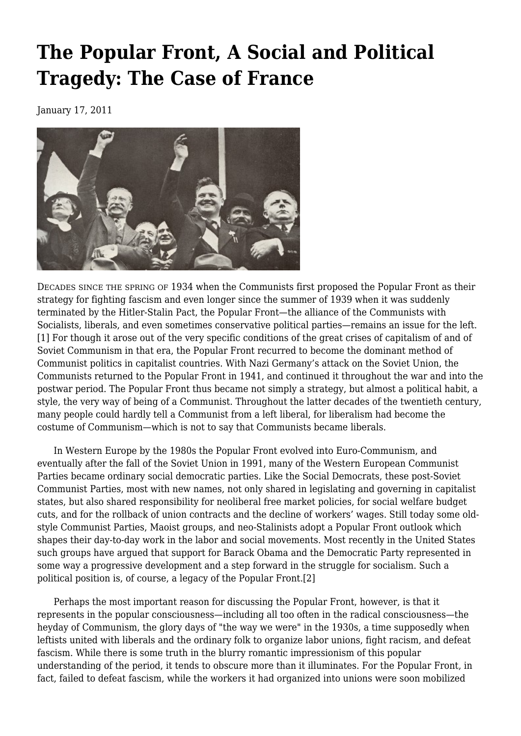# The Popular Front, A Social and Political Tragedy: The Case of France

January 17, 2011

DECADES SINCE THE SPRING OF 1934 when the Communists first proposed the Popular Front as their strategy for fighting fascism and even longer since the summer of 1939 when it was suddenly terminated by the Hitler-Stalin Pact, the Popular Front—the alliance of the Communists with Socialists, liberals, and even sometimes conservative political parties—remains an issue for the left.[1] For though it arose out of the very specific conditions of the great crises of capitalism of and of Soviet Communism in that era, the Popular Front recurred to become the dominant method of Communist politics in capitalist countries. With Nazi Germany's attack on the Soviet Union, the Communists returned to the Popular Front in 1941, and continued it throughout the war and into the postwar period. The Popular Front thus became not simply a strategy, but almost a political habit, a style, the very way of being of a Communist. Throughout the latter decades of the twentieth century, many people could hardly tell a Communist from a left liberal, for liberalism had become the costume of Communism—which is not to say that Communists became liberals.

In Western Europe by the 1980s the Popular Front evolved into Euro-Communism, and eventually after the fall of the Soviet Union in 1991, many of the Western European Communist Parties became ordinary social democratic parties. Like the Social Democrats, these post-Soviet Communist Parties, most with new names, not only shared in legislating and governing in capitalist states, but also shared responsibility for neoliberal free market policies, for social welfare budget cuts, and for the rollback of union contracts and the decline of workers' wages. Still today some old-style Communist Parties, Maoist groups, and neo-Stalinists adopt a Popular Front outlook which shapes their day-to-day work in the labor and social movements. Most recently in the United States such groups have argued that support for Barack Obama and the Democratic Party represented in some way a progressive development and a step forward in the struggle for socialism. Such a political position is, of course, a legacy of the Popular Front.[2]

Perhaps the most important reason for discussing the Popular Front, however, is that it represents in the popular consciousness—including all too often in the radical consciousness—the heyday of Communism, the glory days of "the way we were" in the 1930s, a time supposedly when leftists united with liberals and the ordinary folk to organize labor unions, fight racism, and defeat fascism. While there is some truth in the blurry romantic impressionism of this popular understanding of the period, it tends to obscure more than it illuminates. For the Popular Front, in fact, failed to defeat fascism, while the workers it had organized into unions were soon mobilized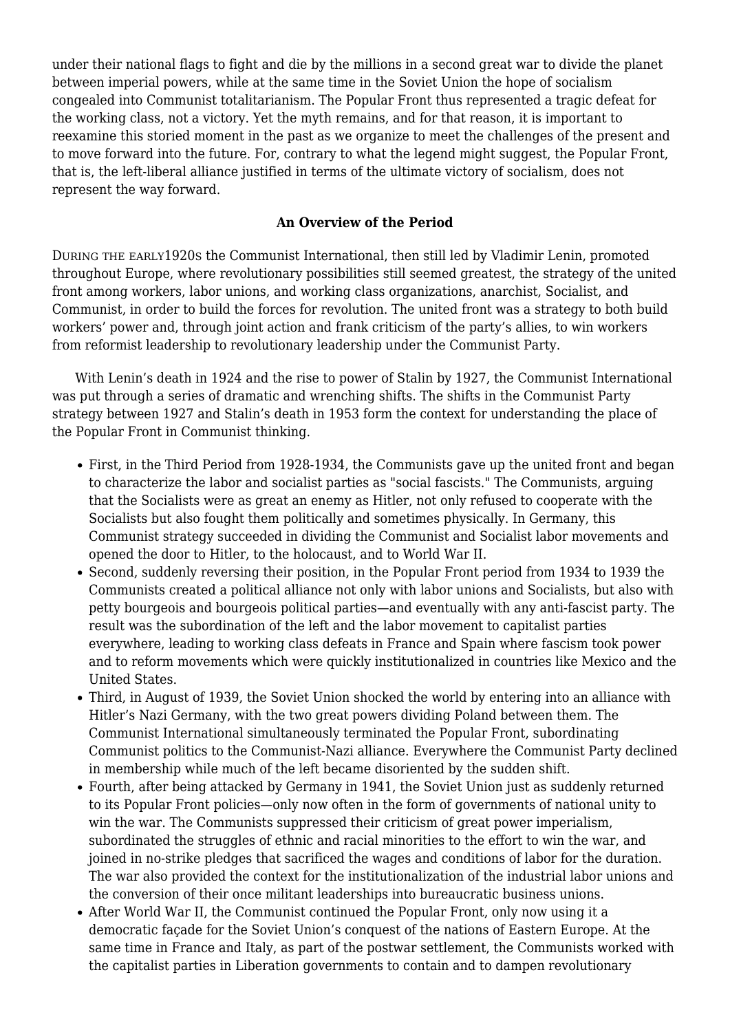under their national flags to fight and die by the millions in a second great war to divide the planet between imperial powers, while at the same time in the Soviet Union the hope of socialism congealed into Communist totalitarianism. The Popular Front thus represented a tragic defeat for the working class, not a victory. Yet the myth remains, and for that reason, it is important to reexamine this storied moment in the past as we organize to meet the challenges of the present and to move forward into the future. For, contrary to what the legend might suggest, the Popular Front, that is, the left-liberal alliance justified in terms of the ultimate victory of socialism, does not represent the way forward.

### An Overview of the Period

DURING THE EARLY1920s the Communist International, then still led by Vladimir Lenin, promoted throughout Europe, where revolutionary possibilities still seemed greatest, the strategy of the united front among workers, labor unions, and working class organizations, anarchist, Socialist, and Communist, in order to build the forces for revolution. The united front was a strategy to both build workers' power and, through joint action and frank criticism of the party's allies, to win workers from reformist leadership to revolutionary leadership under the Communist Party.

With Lenin's death in 1924 and the rise to power of Stalin by 1927, the Communist International was put through a series of dramatic and wrenching shifts. The shifts in the Communist Party strategy between 1927 and Stalin's death in 1953 form the context for understanding the place of the Popular Front in Communist thinking.

- First, in the Third Period from 1928-1934, the Communists gave up the united front and began to characterize the labor and socialist parties as "social fascists." The Communists, arguing that the Socialists were as great an enemy as Hitler, not only refused to cooperate with the Socialists but also fought them politically and sometimes physically. In Germany, this Communist strategy succeeded in dividing the Communist and Socialist labor movements and opened the door to Hitler, to the holocaust, and to World War II.
- Second, suddenly reversing their position, in the Popular Front period from 1934 to 1939 the Communists created a political alliance not only with labor unions and Socialists, but also with petty bourgeois and bourgeois political parties—and eventually with any anti-fascist party. The result was the subordination of the left and the labor movement to capitalist parties everywhere, leading to working class defeats in France and Spain where fascism took power and to reform movements which were quickly institutionalized in countries like Mexico and the United States.
- Third, in August of 1939, the Soviet Union shocked the world by entering into an alliance with Hitler's Nazi Germany, with the two great powers dividing Poland between them. The Communist International simultaneously terminated the Popular Front, subordinating Communist politics to the Communist-Nazi alliance. Everywhere the Communist Party declined in membership while much of the left became disoriented by the sudden shift.
- Fourth, after being attacked by Germany in 1941, the Soviet Union just as suddenly returned to its Popular Front policies—only now often in the form of governments of national unity to win the war. The Communists suppressed their criticism of great power imperialism, subordinated the struggles of ethnic and racial minorities to the effort to win the war, and joined in no-strike pledges that sacrificed the wages and conditions of labor for the duration. The war also provided the context for the institutionalization of the industrial labor unions and the conversion of their once militant leaderships into bureaucratic business unions.
- After World War II, the Communist continued the Popular Front, only now using it a democratic façade for the Soviet Union's conquest of the nations of Eastern Europe. At the same time in France and Italy, as part of the postwar settlement, the Communists worked with the capitalist parties in Liberation governments to contain and to dampen revolutionary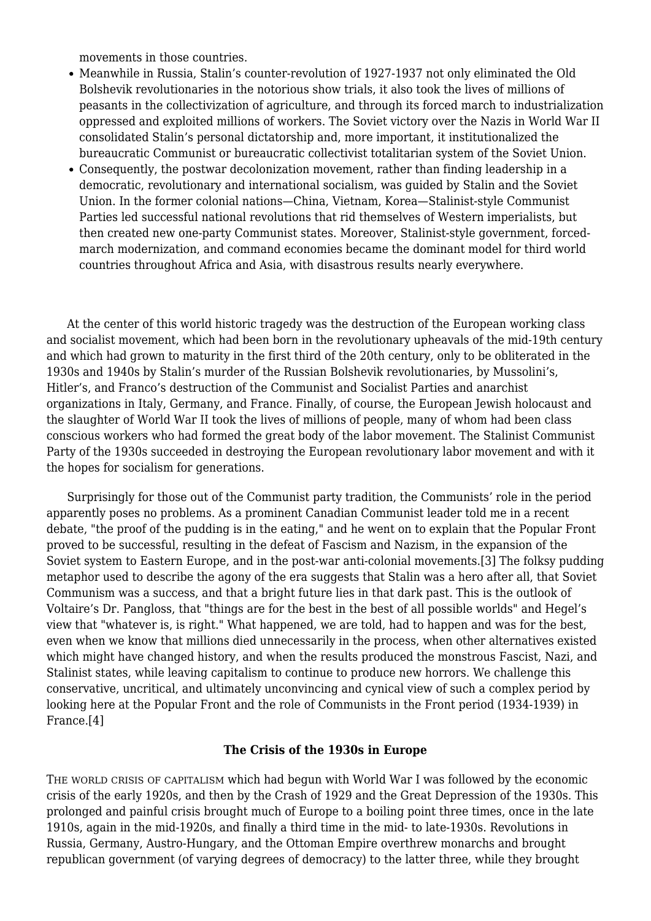movements in those countries.

- Meanwhile in Russia, Stalin's counter-revolution of 1927-1937 not only eliminated the Old Bolshevik revolutionaries in the notorious show trials, it also took the lives of millions of peasants in the collectivization of agriculture, and through its forced march to industrialization oppressed and exploited millions of workers. The Soviet victory over the Nazis in World War II consolidated Stalin's personal dictatorship and, more important, it institutionalized the bureaucratic Communist or bureaucratic collectivist totalitarian system of the Soviet Union.
- Consequently, the postwar decolonization movement, rather than finding leadership in a democratic, revolutionary and international socialism, was guided by Stalin and the Soviet Union. In the former colonial nations—China, Vietnam, Korea—Stalinist-style Communist Parties led successful national revolutions that rid themselves of Western imperialists, but then created new one-party Communist states. Moreover, Stalinist-style government, forced-march modernization, and command economies became the dominant model for third world countries throughout Africa and Asia, with disastrous results nearly everywhere.

At the center of this world historic tragedy was the destruction of the European working class and socialist movement, which had been born in the revolutionary upheavals of the mid-19th century and which had grown to maturity in the first third of the 20th century, only to be obliterated in the 1930s and 1940s by Stalin's murder of the Russian Bolshevik revolutionaries, by Mussolini's, Hitler's, and Franco's destruction of the Communist and Socialist Parties and anarchist organizations in Italy, Germany, and France. Finally, of course, the European Jewish holocaust and the slaughter of World War II took the lives of millions of people, many of whom had been class conscious workers who had formed the great body of the labor movement. The Stalinist Communist Party of the 1930s succeeded in destroying the European revolutionary labor movement and with it the hopes for socialism for generations.

Surprisingly for those out of the Communist party tradition, the Communists' role in the period apparently poses no problems. As a prominent Canadian Communist leader told me in a recent debate, "the proof of the pudding is in the eating," and he went on to explain that the Popular Front proved to be successful, resulting in the defeat of Fascism and Nazism, in the expansion of the Soviet system to Eastern Europe, and in the post-war anti-colonial movements.[3] The folksy pudding metaphor used to describe the agony of the era suggests that Stalin was a hero after all, that Soviet Communism was a success, and that a bright future lies in that dark past. This is the outlook of Voltaire's Dr. Pangloss, that "things are for the best in the best of all possible worlds" and Hegel's view that "whatever is, is right." What happened, we are told, had to happen and was for the best, even when we know that millions died unnecessarily in the process, when other alternatives existed which might have changed history, and when the results produced the monstrous Fascist, Nazi, and Stalinist states, while leaving capitalism to continue to produce new horrors. We challenge this conservative, uncritical, and ultimately unconvincing and cynical view of such a complex period by looking here at the Popular Front and the role of Communists in the Front period (1934-1939) in France.[4]

### The Crisis of the 1930s in Europe

THE WORLD CRISIS OF CAPITALISM which had begun with World War I was followed by the economic crisis of the early 1920s, and then by the Crash of 1929 and the Great Depression of the 1930s. This prolonged and painful crisis brought much of Europe to a boiling point three times, once in the late 1910s, again in the mid-1920s, and finally a third time in the mid- to late-1930s. Revolutions in Russia, Germany, Austro-Hungary, and the Ottoman Empire overthrew monarchs and brought republican government (of varying degrees of democracy) to the latter three, while they brought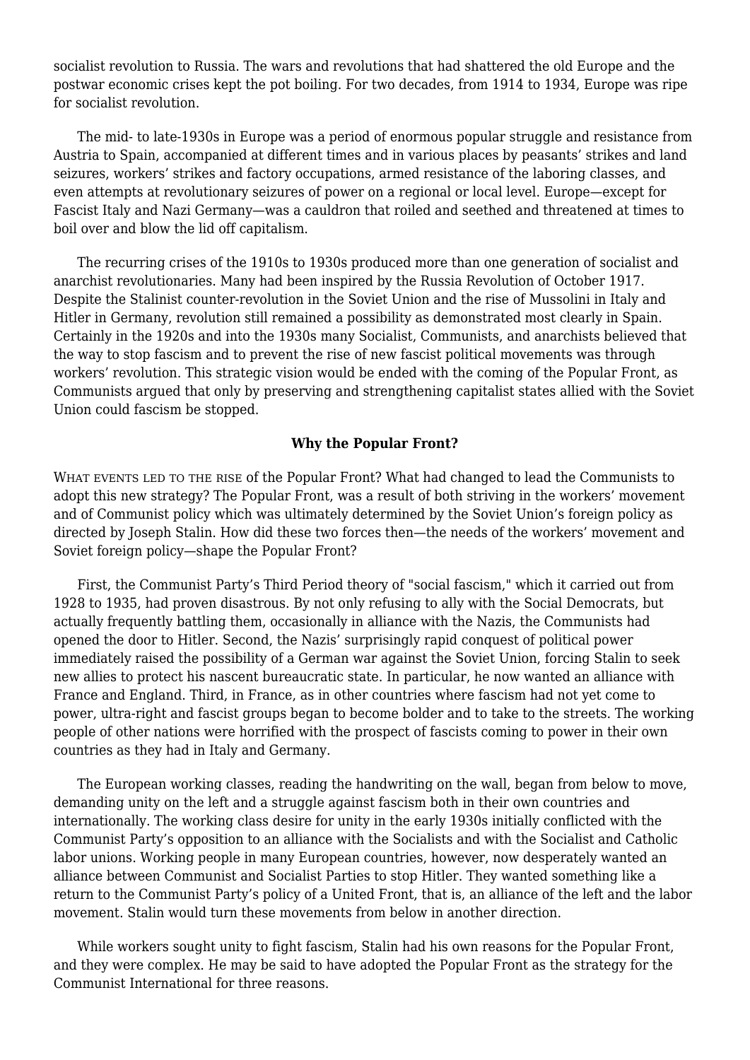socialist revolution to Russia. The wars and revolutions that had shattered the old Europe and the postwar economic crises kept the pot boiling. For two decades, from 1914 to 1934, Europe was ripe for socialist revolution.

The mid- to late-1930s in Europe was a period of enormous popular struggle and resistance from Austria to Spain, accompanied at different times and in various places by peasants' strikes and land seizures, workers' strikes and factory occupations, armed resistance of the laboring classes, and even attempts at revolutionary seizures of power on a regional or local level. Europe—except for Fascist Italy and Nazi Germany—was a cauldron that roiled and seethed and threatened at times to boil over and blow the lid off capitalism.

The recurring crises of the 1910s to 1930s produced more than one generation of socialist and anarchist revolutionaries. Many had been inspired by the Russia Revolution of October 1917. Despite the Stalinist counter-revolution in the Soviet Union and the rise of Mussolini in Italy and Hitler in Germany, revolution still remained a possibility as demonstrated most clearly in Spain. Certainly in the 1920s and into the 1930s many Socialist, Communists, and anarchists believed that the way to stop fascism and to prevent the rise of new fascist political movements was through workers' revolution. This strategic vision would be ended with the coming of the Popular Front, as Communists argued that only by preserving and strengthening capitalist states allied with the Soviet Union could fascism be stopped.

### Why the Popular Front?

WHAT EVENTS LED TO THE RISE of the Popular Front? What had changed to lead the Communists to adopt this new strategy? The Popular Front, was a result of both striving in the workers' movement and of Communist policy which was ultimately determined by the Soviet Union's foreign policy as directed by Joseph Stalin. How did these two forces then—the needs of the workers' movement and Soviet foreign policy—shape the Popular Front?

First, the Communist Party's Third Period theory of "social fascism," which it carried out from 1928 to 1935, had proven disastrous. By not only refusing to ally with the Social Democrats, but actually frequently battling them, occasionally in alliance with the Nazis, the Communists had opened the door to Hitler. Second, the Nazis' surprisingly rapid conquest of political power immediately raised the possibility of a German war against the Soviet Union, forcing Stalin to seek new allies to protect his nascent bureaucratic state. In particular, he now wanted an alliance with France and England. Third, in France, as in other countries where fascism had not yet come to power, ultra-right and fascist groups began to become bolder and to take to the streets. The working people of other nations were horrified with the prospect of fascists coming to power in their own countries as they had in Italy and Germany.

The European working classes, reading the handwriting on the wall, began from below to move, demanding unity on the left and a struggle against fascism both in their own countries and internationally. The working class desire for unity in the early 1930s initially conflicted with the Communist Party's opposition to an alliance with the Socialists and with the Socialist and Catholic labor unions. Working people in many European countries, however, now desperately wanted an alliance between Communist and Socialist Parties to stop Hitler. They wanted something like a return to the Communist Party's policy of a United Front, that is, an alliance of the left and the labor movement. Stalin would turn these movements from below in another direction.

While workers sought unity to fight fascism, Stalin had his own reasons for the Popular Front, and they were complex. He may be said to have adopted the Popular Front as the strategy for the Communist International for three reasons.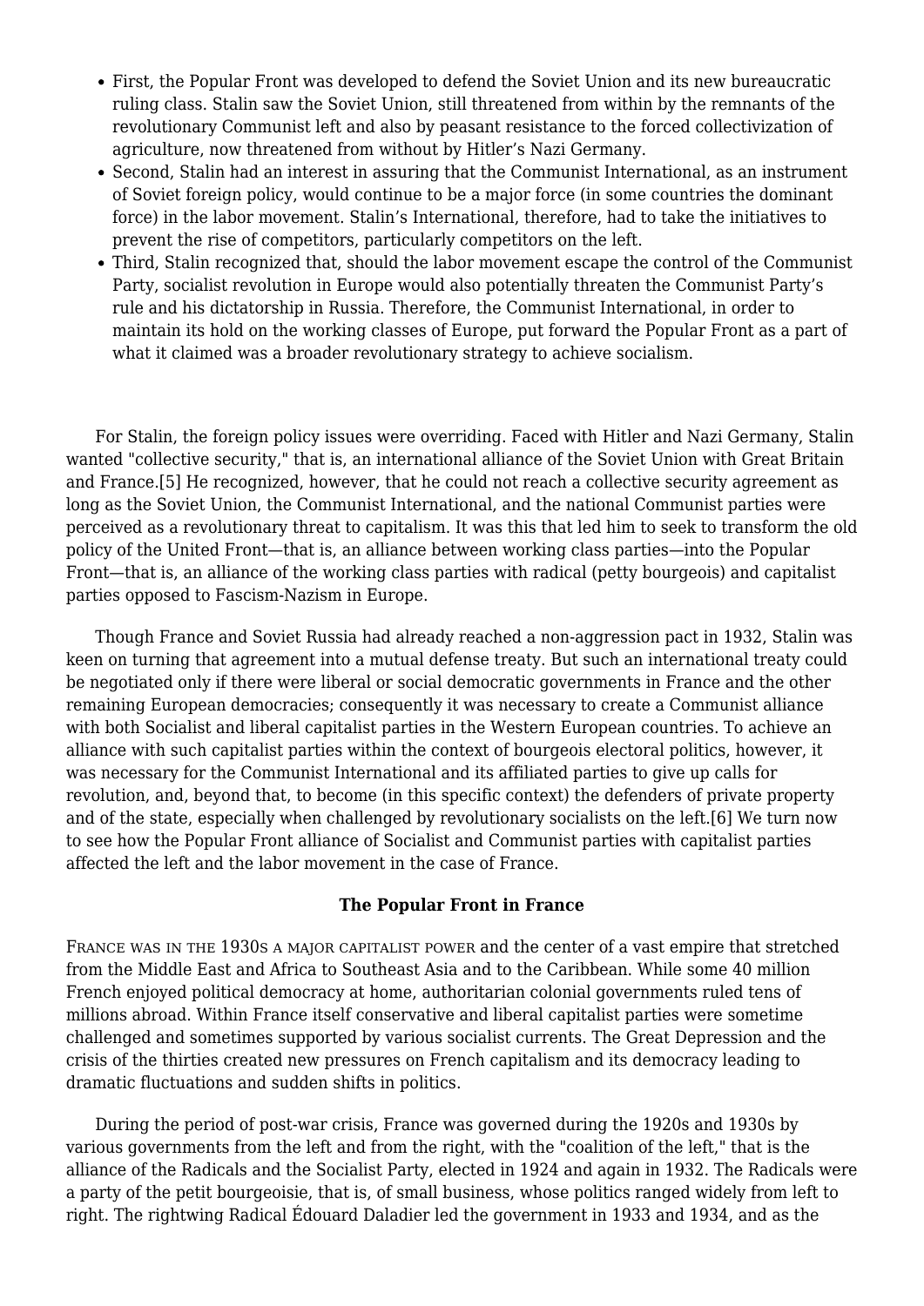- First, the Popular Front was developed to defend the Soviet Union and its new bureaucratic ruling class. Stalin saw the Soviet Union, still threatened from within by the remnants of the revolutionary Communist left and also by peasant resistance to the forced collectivization of agriculture, now threatened from without by Hitler's Nazi Germany.
- Second, Stalin had an interest in assuring that the Communist International, as an instrument of Soviet foreign policy, would continue to be a major force (in some countries the dominant force) in the labor movement. Stalin's International, therefore, had to take the initiatives to prevent the rise of competitors, particularly competitors on the left.
- Third, Stalin recognized that, should the labor movement escape the control of the Communist Party, socialist revolution in Europe would also potentially threaten the Communist Party's rule and his dictatorship in Russia. Therefore, the Communist International, in order to maintain its hold on the working classes of Europe, put forward the Popular Front as a part of what it claimed was a broader revolutionary strategy to achieve socialism.

For Stalin, the foreign policy issues were overriding. Faced with Hitler and Nazi Germany, Stalin wanted "collective security," that is, an international alliance of the Soviet Union with Great Britain and France.[5] He recognized, however, that he could not reach a collective security agreement as long as the Soviet Union, the Communist International, and the national Communist parties were perceived as a revolutionary threat to capitalism. It was this that led him to seek to transform the old policy of the United Front—that is, an alliance between working class parties—into the Popular Front—that is, an alliance of the working class parties with radical (petty bourgeois) and capitalist parties opposed to Fascism-Nazism in Europe.

Though France and Soviet Russia had already reached a non-aggression pact in 1932, Stalin was keen on turning that agreement into a mutual defense treaty. But such an international treaty could be negotiated only if there were liberal or social democratic governments in France and the other remaining European democracies; consequently it was necessary to create a Communist alliance with both Socialist and liberal capitalist parties in the Western European countries. To achieve an alliance with such capitalist parties within the context of bourgeois electoral politics, however, it was necessary for the Communist International and its affiliated parties to give up calls for revolution, and, beyond that, to become (in this specific context) the defenders of private property and of the state, especially when challenged by revolutionary socialists on the left.[6] We turn now to see how the Popular Front alliance of Socialist and Communist parties with capitalist parties affected the left and the labor movement in the case of France.

### The Popular Front in France

France was in the 1930s a major capitalist power and the center of a vast empire that stretched from the Middle East and Africa to Southeast Asia and to the Caribbean. While some 40 million French enjoyed political democracy at home, authoritarian colonial governments ruled tens of millions abroad. Within France itself conservative and liberal capitalist parties were sometime challenged and sometimes supported by various socialist currents. The Great Depression and the crisis of the thirties created new pressures on French capitalism and its democracy leading to dramatic fluctuations and sudden shifts in politics.

During the period of post-war crisis, France was governed during the 1920s and 1930s by various governments from the left and from the right, with the "coalition of the left," that is the alliance of the Radicals and the Socialist Party, elected in 1924 and again in 1932. The Radicals were a party of the petit bourgeoisie, that is, of small business, whose politics ranged widely from left to right. The rightwing Radical Édouard Daladier led the government in 1933 and 1934, and as the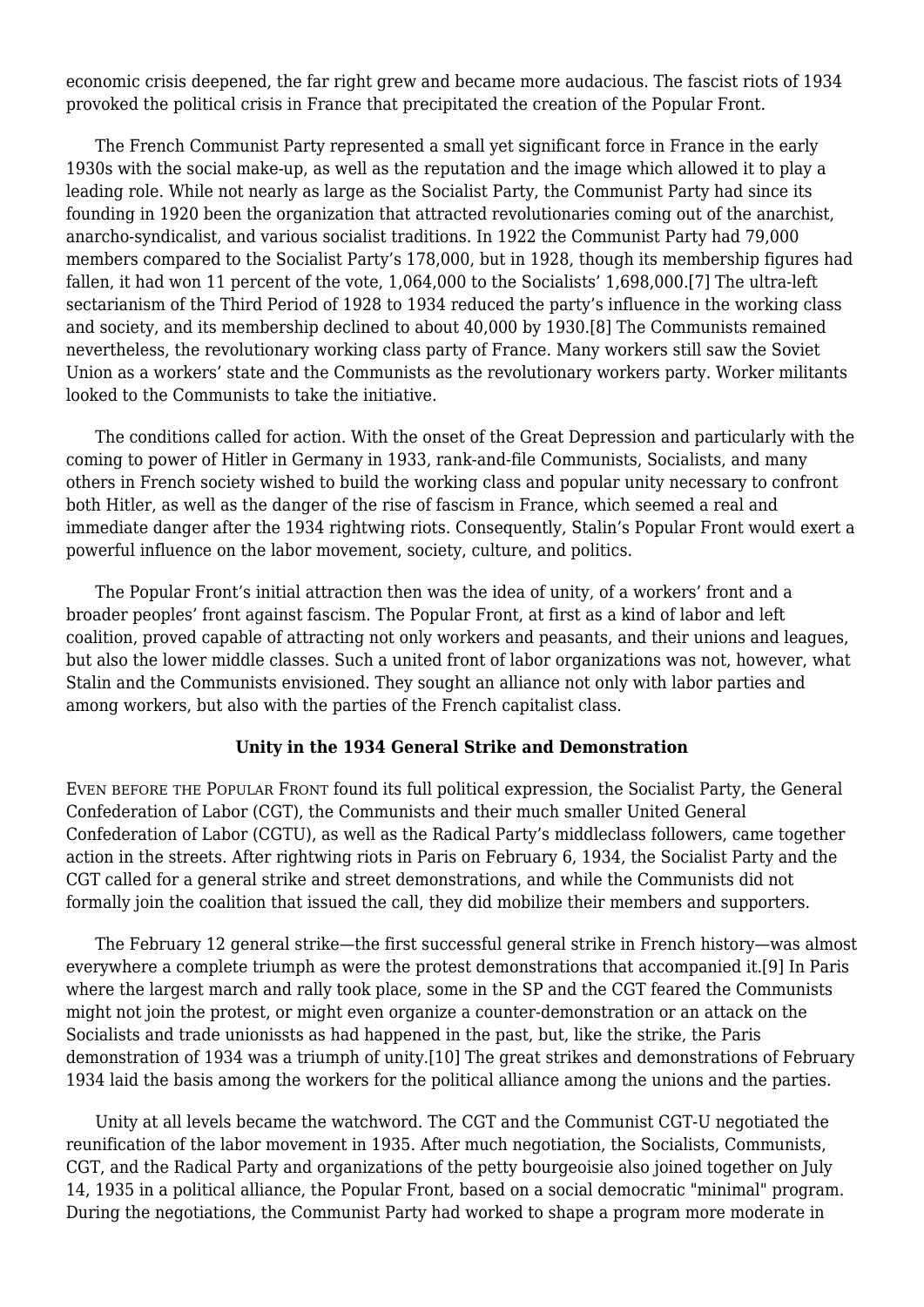economic crisis deepened, the far right grew and became more audacious. The fascist riots of 1934 provoked the political crisis in France that precipitated the creation of the Popular Front.

The French Communist Party represented a small yet significant force in France in the early 1930s with the social make-up, as well as the reputation and the image which allowed it to play a leading role. While not nearly as large as the Socialist Party, the Communist Party had since its founding in 1920 been the organization that attracted revolutionaries coming out of the anarchist, anarcho-syndicalist, and various socialist traditions. In 1922 the Communist Party had 79,000 members compared to the Socialist Party's 178,000, but in 1928, though its membership figures had fallen, it had won 11 percent of the vote, 1,064,000 to the Socialists' 1,698,000.[7] The ultra-left sectarianism of the Third Period of 1928 to 1934 reduced the party's influence in the working class and society, and its membership declined to about 40,000 by 1930.[8] The Communists remained nevertheless, the revolutionary working class party of France. Many workers still saw the Soviet Union as a workers' state and the Communists as the revolutionary workers party. Worker militants looked to the Communists to take the initiative.

The conditions called for action. With the onset of the Great Depression and particularly with the coming to power of Hitler in Germany in 1933, rank-and-file Communists, Socialists, and many others in French society wished to build the working class and popular unity necessary to confront both Hitler, as well as the danger of the rise of fascism in France, which seemed a real and immediate danger after the 1934 rightwing riots. Consequently, Stalin's Popular Front would exert a powerful influence on the labor movement, society, culture, and politics.

The Popular Front's initial attraction then was the idea of unity, of a workers' front and a broader peoples' front against fascism. The Popular Front, at first as a kind of labor and left coalition, proved capable of attracting not only workers and peasants, and their unions and leagues, but also the lower middle classes. Such a united front of labor organizations was not, however, what Stalin and the Communists envisioned. They sought an alliance not only with labor parties and among workers, but also with the parties of the French capitalist class.

**Unity in the 1934 General Strike and Demonstration**

EVEN BEFORE THE POPULAR FRONT found its full political expression, the Socialist Party, the General Confederation of Labor (CGT), the Communists and their much smaller United General Confederation of Labor (CGTU), as well as the Radical Party's middleclass followers, came together action in the streets. After rightwing riots in Paris on February 6, 1934, the Socialist Party and the CGT called for a general strike and street demonstrations, and while the Communists did not formally join the coalition that issued the call, they did mobilize their members and supporters.

The February 12 general strike—the first successful general strike in French history—was almost everywhere a complete triumph as were the protest demonstrations that accompanied it.[9] In Paris where the largest march and rally took place, some in the SP and the CGT feared the Communists might not join the protest, or might even organize a counter-demonstration or an attack on the Socialists and trade unionissts as had happened in the past, but, like the strike, the Paris demonstration of 1934 was a triumph of unity.[10] The great strikes and demonstrations of February 1934 laid the basis among the workers for the political alliance among the unions and the parties.

Unity at all levels became the watchword. The CGT and the Communist CGT-U negotiated the reunification of the labor movement in 1935. After much negotiation, the Socialists, Communists, CGT, and the Radical Party and organizations of the petty bourgeoisie also joined together on July 14, 1935 in a political alliance, the Popular Front, based on a social democratic "minimal" program. During the negotiations, the Communist Party had worked to shape a program more moderate in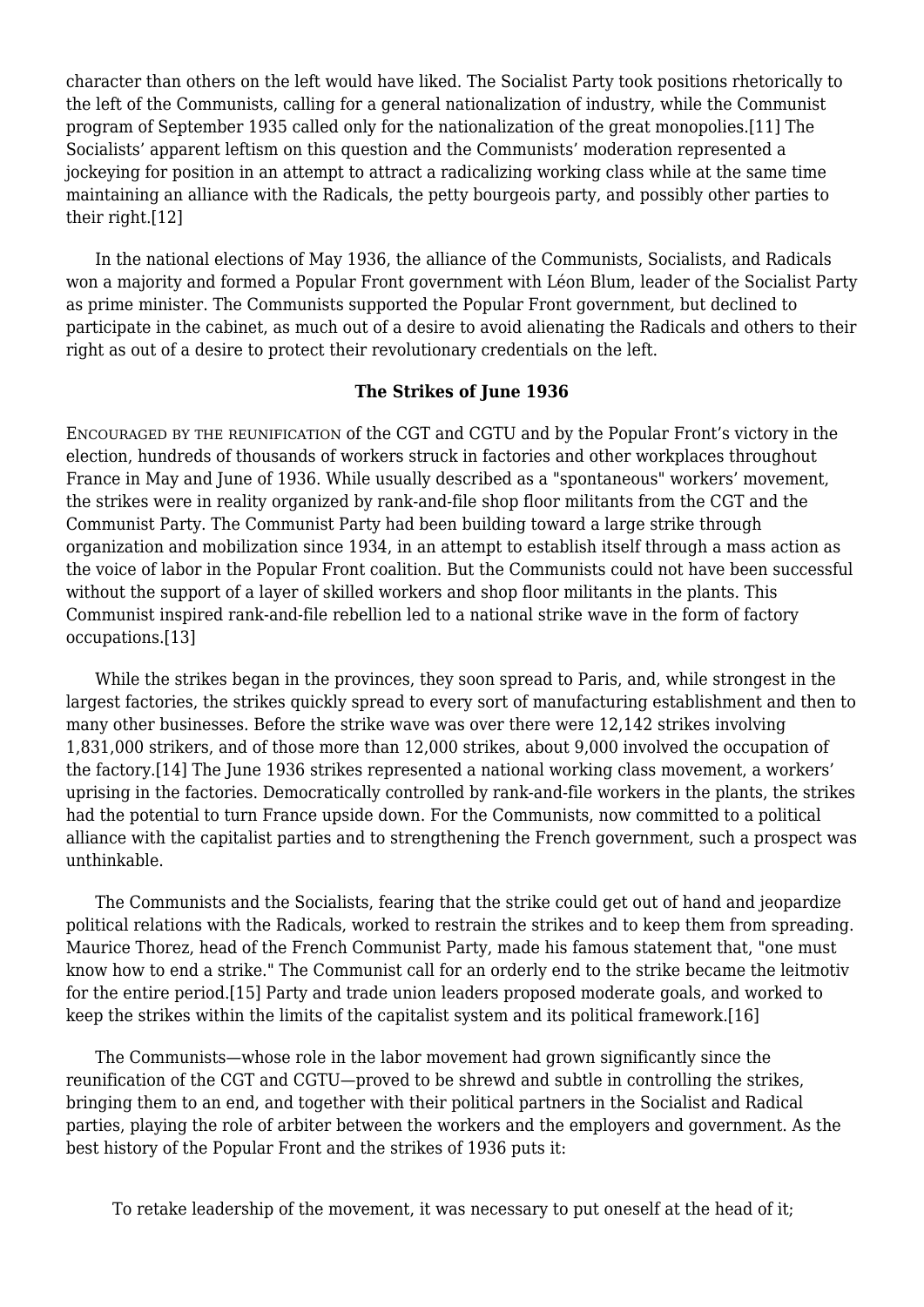character than others on the left would have liked. The Socialist Party took positions rhetorically to the left of the Communists, calling for a general nationalization of industry, while the Communist program of September 1935 called only for the nationalization of the great monopolies.[11] The Socialists' apparent leftism on this question and the Communists' moderation represented a jockeying for position in an attempt to attract a radicalizing working class while at the same time maintaining an alliance with the Radicals, the petty bourgeois party, and possibly other parties to their right.[12]

In the national elections of May 1936, the alliance of the Communists, Socialists, and Radicals won a majority and formed a Popular Front government with Léon Blum, leader of the Socialist Party as prime minister. The Communists supported the Popular Front government, but declined to participate in the cabinet, as much out of a desire to avoid alienating the Radicals and others to their right as out of a desire to protect their revolutionary credentials on the left.

### The Strikes of June 1936

ENCOURAGED BY THE REUNIFICATION of the CGT and CGTU and by the Popular Front's victory in the election, hundreds of thousands of workers struck in factories and other workplaces throughout France in May and June of 1936. While usually described as a "spontaneous" workers' movement, the strikes were in reality organized by rank-and-file shop floor militants from the CGT and the Communist Party. The Communist Party had been building toward a large strike through organization and mobilization since 1934, in an attempt to establish itself through a mass action as the voice of labor in the Popular Front coalition. But the Communists could not have been successful without the support of a layer of skilled workers and shop floor militants in the plants. This Communist inspired rank-and-file rebellion led to a national strike wave in the form of factory occupations.[13]

While the strikes began in the provinces, they soon spread to Paris, and, while strongest in the largest factories, the strikes quickly spread to every sort of manufacturing establishment and then to many other businesses. Before the strike wave was over there were 12,142 strikes involving 1,831,000 strikers, and of those more than 12,000 strikes, about 9,000 involved the occupation of the factory.[14] The June 1936 strikes represented a national working class movement, a workers' uprising in the factories. Democratically controlled by rank-and-file workers in the plants, the strikes had the potential to turn France upside down. For the Communists, now committed to a political alliance with the capitalist parties and to strengthening the French government, such a prospect was unthinkable.

The Communists and the Socialists, fearing that the strike could get out of hand and jeopardize political relations with the Radicals, worked to restrain the strikes and to keep them from spreading. Maurice Thorez, head of the French Communist Party, made his famous statement that, "one must know how to end a strike." The Communist call for an orderly end to the strike became the leitmotiv for the entire period.[15] Party and trade union leaders proposed moderate goals, and worked to keep the strikes within the limits of the capitalist system and its political framework.[16]

The Communists—whose role in the labor movement had grown significantly since the reunification of the CGT and CGTU—proved to be shrewd and subtle in controlling the strikes, bringing them to an end, and together with their political partners in the Socialist and Radical parties, playing the role of arbiter between the workers and the employers and government. As the best history of the Popular Front and the strikes of 1936 puts it:

> To retake leadership of the movement, it was necessary to put oneself at the head of it;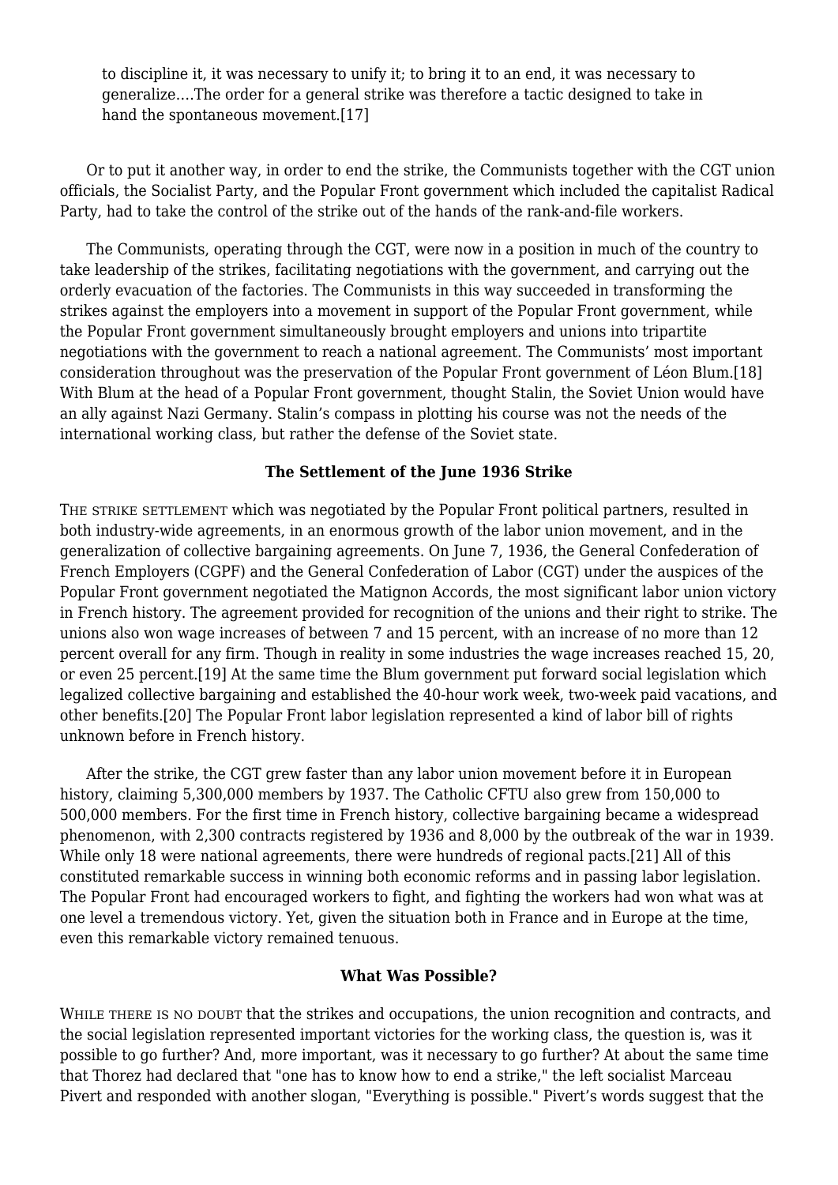> to discipline it, it was necessary to unify it; to bring it to an end, it was necessary to generalize....The order for a general strike was therefore a tactic designed to take in hand the spontaneous movement.[17]

Or to put it another way, in order to end the strike, the Communists together with the CGT union officials, the Socialist Party, and the Popular Front government which included the capitalist Radical Party, had to take the control of the strike out of the hands of the rank-and-file workers.

The Communists, operating through the CGT, were now in a position in much of the country to take leadership of the strikes, facilitating negotiations with the government, and carrying out the orderly evacuation of the factories. The Communists in this way succeeded in transforming the strikes against the employers into a movement in support of the Popular Front government, while the Popular Front government simultaneously brought employers and unions into tripartite negotiations with the government to reach a national agreement. The Communists' most important consideration throughout was the preservation of the Popular Front government of Léon Blum.[18] With Blum at the head of a Popular Front government, thought Stalin, the Soviet Union would have an ally against Nazi Germany. Stalin's compass in plotting his course was not the needs of the international working class, but rather the defense of the Soviet state.

## The Settlement of the June 1936 Strike

THE STRIKE SETTLEMENT which was negotiated by the Popular Front political partners, resulted in both industry-wide agreements, in an enormous growth of the labor union movement, and in the generalization of collective bargaining agreements. On June 7, 1936, the General Confederation of French Employers (CGPF) and the General Confederation of Labor (CGT) under the auspices of the Popular Front government negotiated the Matignon Accords, the most significant labor union victory in French history. The agreement provided for recognition of the unions and their right to strike. The unions also won wage increases of between 7 and 15 percent, with an increase of no more than 12 percent overall for any firm. Though in reality in some industries the wage increases reached 15, 20, or even 25 percent.[19] At the same time the Blum government put forward social legislation which legalized collective bargaining and established the 40-hour work week, two-week paid vacations, and other benefits.[20] The Popular Front labor legislation represented a kind of labor bill of rights unknown before in French history.

After the strike, the CGT grew faster than any labor union movement before it in European history, claiming 5,300,000 members by 1937. The Catholic CFTU also grew from 150,000 to 500,000 members. For the first time in French history, collective bargaining became a widespread phenomenon, with 2,300 contracts registered by 1936 and 8,000 by the outbreak of the war in 1939. While only 18 were national agreements, there were hundreds of regional pacts.[21] All of this constituted remarkable success in winning both economic reforms and in passing labor legislation. The Popular Front had encouraged workers to fight, and fighting the workers had won what was at one level a tremendous victory. Yet, given the situation both in France and in Europe at the time, even this remarkable victory remained tenuous.

## What Was Possible?

WHILE THERE IS NO DOUBT that the strikes and occupations, the union recognition and contracts, and the social legislation represented important victories for the working class, the question is, was it possible to go further? And, more important, was it necessary to go further? At about the same time that Thorez had declared that "one has to know how to end a strike," the left socialist Marceau Pivert and responded with another slogan, "Everything is possible." Pivert's words suggest that the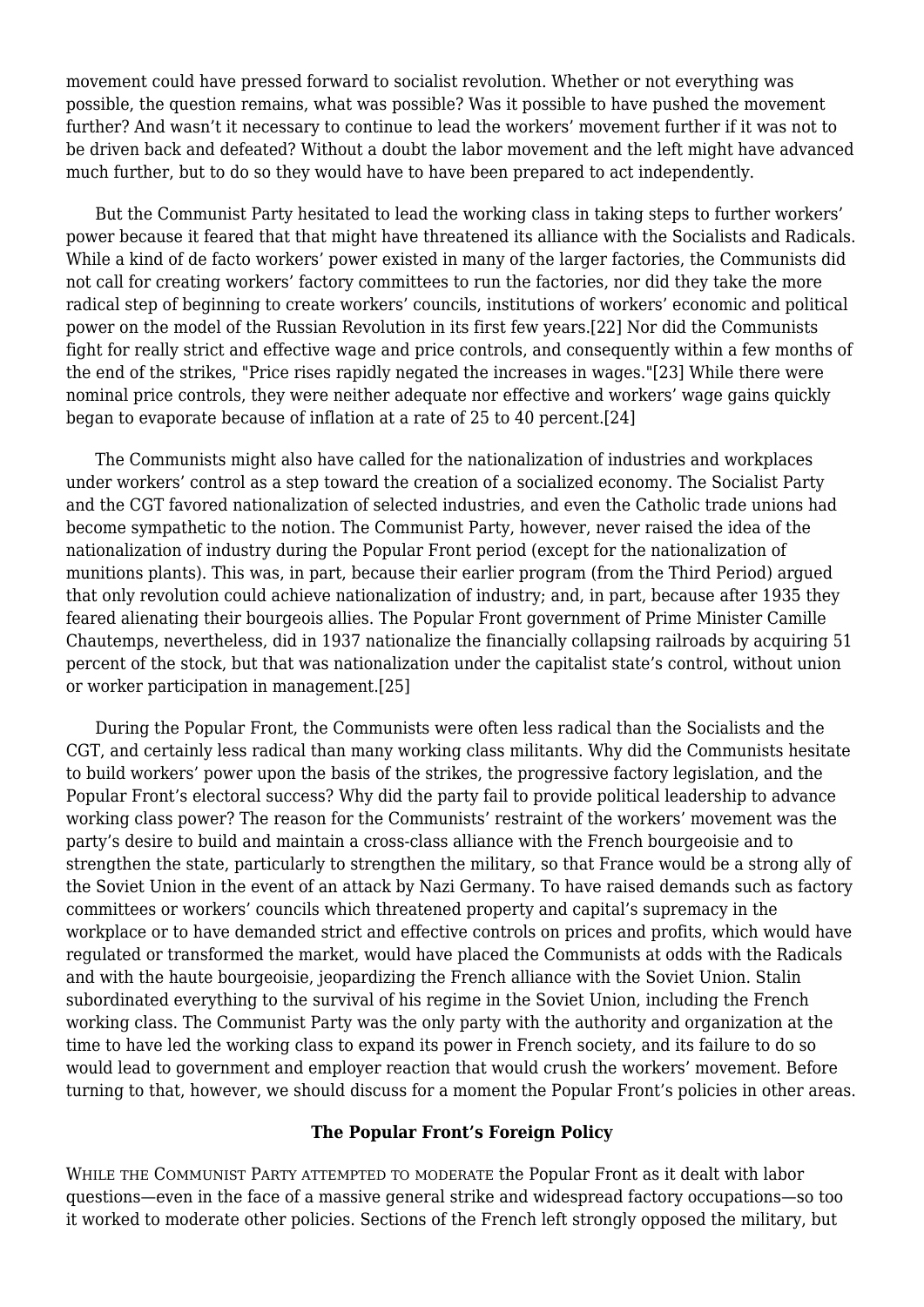movement could have pressed forward to socialist revolution. Whether or not everything was possible, the question remains, what was possible? Was it possible to have pushed the movement further? And wasn't it necessary to continue to lead the workers' movement further if it was not to be driven back and defeated? Without a doubt the labor movement and the left might have advanced much further, but to do so they would have to have been prepared to act independently.

But the Communist Party hesitated to lead the working class in taking steps to further workers' power because it feared that that might have threatened its alliance with the Socialists and Radicals. While a kind of de facto workers' power existed in many of the larger factories, the Communists did not call for creating workers' factory committees to run the factories, nor did they take the more radical step of beginning to create workers' councils, institutions of workers' economic and political power on the model of the Russian Revolution in its first few years.[22] Nor did the Communists fight for really strict and effective wage and price controls, and consequently within a few months of the end of the strikes, "Price rises rapidly negated the increases in wages."[23] While there were nominal price controls, they were neither adequate nor effective and workers' wage gains quickly began to evaporate because of inflation at a rate of 25 to 40 percent.[24]

The Communists might also have called for the nationalization of industries and workplaces under workers' control as a step toward the creation of a socialized economy. The Socialist Party and the CGT favored nationalization of selected industries, and even the Catholic trade unions had become sympathetic to the notion. The Communist Party, however, never raised the idea of the nationalization of industry during the Popular Front period (except for the nationalization of munitions plants). This was, in part, because their earlier program (from the Third Period) argued that only revolution could achieve nationalization of industry; and, in part, because after 1935 they feared alienating their bourgeois allies. The Popular Front government of Prime Minister Camille Chautemps, nevertheless, did in 1937 nationalize the financially collapsing railroads by acquiring 51 percent of the stock, but that was nationalization under the capitalist state's control, without union or worker participation in management.[25]

During the Popular Front, the Communists were often less radical than the Socialists and the CGT, and certainly less radical than many working class militants. Why did the Communists hesitate to build workers' power upon the basis of the strikes, the progressive factory legislation, and the Popular Front's electoral success? Why did the party fail to provide political leadership to advance working class power? The reason for the Communists' restraint of the workers' movement was the party's desire to build and maintain a cross-class alliance with the French bourgeoisie and to strengthen the state, particularly to strengthen the military, so that France would be a strong ally of the Soviet Union in the event of an attack by Nazi Germany. To have raised demands such as factory committees or workers' councils which threatened property and capital's supremacy in the workplace or to have demanded strict and effective controls on prices and profits, which would have regulated or transformed the market, would have placed the Communists at odds with the Radicals and with the haute bourgeoisie, jeopardizing the French alliance with the Soviet Union. Stalin subordinated everything to the survival of his regime in the Soviet Union, including the French working class. The Communist Party was the only party with the authority and organization at the time to have led the working class to expand its power in French society, and its failure to do so would lead to government and employer reaction that would crush the workers' movement. Before turning to that, however, we should discuss for a moment the Popular Front's policies in other areas.

### The Popular Front's Foreign Policy

WHILE THE COMMUNIST PARTY ATTEMPTED TO MODERATE the Popular Front as it dealt with labor questions—even in the face of a massive general strike and widespread factory occupations—so too it worked to moderate other policies. Sections of the French left strongly opposed the military, but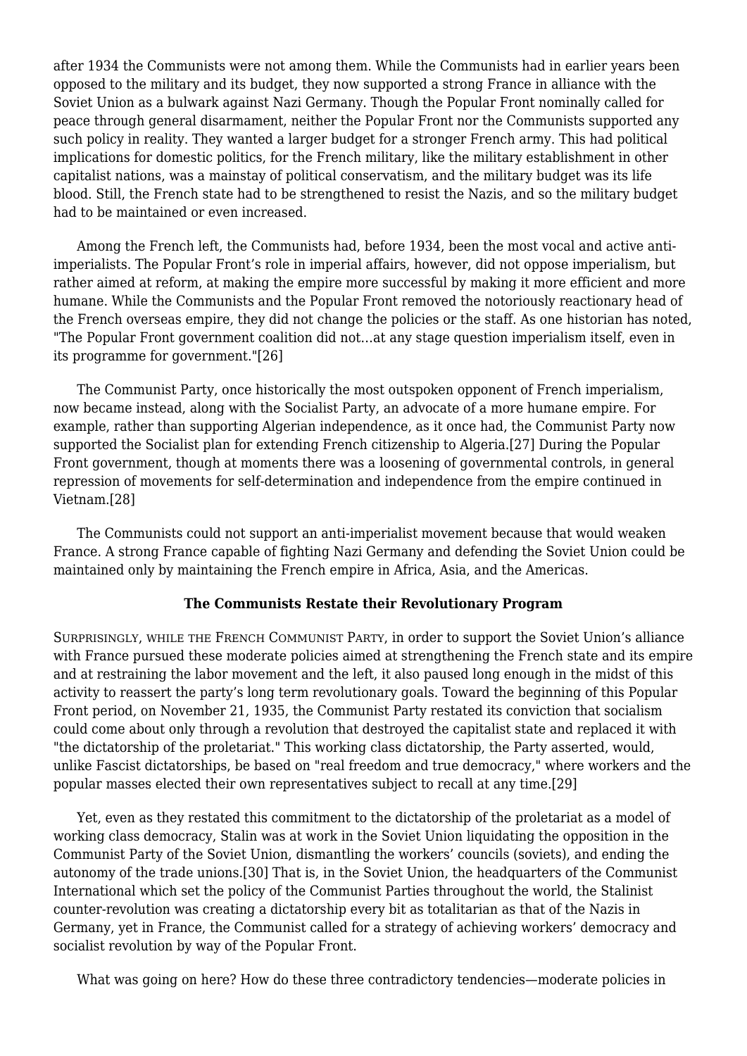after 1934 the Communists were not among them. While the Communists had in earlier years been opposed to the military and its budget, they now supported a strong France in alliance with the Soviet Union as a bulwark against Nazi Germany. Though the Popular Front nominally called for peace through general disarmament, neither the Popular Front nor the Communists supported any such policy in reality. They wanted a larger budget for a stronger French army. This had political implications for domestic politics, for the French military, like the military establishment in other capitalist nations, was a mainstay of political conservatism, and the military budget was its life blood. Still, the French state had to be strengthened to resist the Nazis, and so the military budget had to be maintained or even increased.

Among the French left, the Communists had, before 1934, been the most vocal and active anti-imperialists. The Popular Front's role in imperial affairs, however, did not oppose imperialism, but rather aimed at reform, at making the empire more successful by making it more efficient and more humane. While the Communists and the Popular Front removed the notoriously reactionary head of the French overseas empire, they did not change the policies or the staff. As one historian has noted, "The Popular Front government coalition did not…at any stage question imperialism itself, even in its programme for government."[26]

The Communist Party, once historically the most outspoken opponent of French imperialism, now became instead, along with the Socialist Party, an advocate of a more humane empire. For example, rather than supporting Algerian independence, as it once had, the Communist Party now supported the Socialist plan for extending French citizenship to Algeria.[27] During the Popular Front government, though at moments there was a loosening of governmental controls, in general repression of movements for self-determination and independence from the empire continued in Vietnam.[28]

The Communists could not support an anti-imperialist movement because that would weaken France. A strong France capable of fighting Nazi Germany and defending the Soviet Union could be maintained only by maintaining the French empire in Africa, Asia, and the Americas.

### The Communists Restate their Revolutionary Program

SURPRISINGLY, WHILE THE FRENCH COMMUNIST PARTY, in order to support the Soviet Union's alliance with France pursued these moderate policies aimed at strengthening the French state and its empire and at restraining the labor movement and the left, it also paused long enough in the midst of this activity to reassert the party's long term revolutionary goals. Toward the beginning of this Popular Front period, on November 21, 1935, the Communist Party restated its conviction that socialism could come about only through a revolution that destroyed the capitalist state and replaced it with "the dictatorship of the proletariat." This working class dictatorship, the Party asserted, would, unlike Fascist dictatorships, be based on "real freedom and true democracy," where workers and the popular masses elected their own representatives subject to recall at any time.[29]

Yet, even as they restated this commitment to the dictatorship of the proletariat as a model of working class democracy, Stalin was at work in the Soviet Union liquidating the opposition in the Communist Party of the Soviet Union, dismantling the workers' councils (soviets), and ending the autonomy of the trade unions.[30] That is, in the Soviet Union, the headquarters of the Communist International which set the policy of the Communist Parties throughout the world, the Stalinist counter-revolution was creating a dictatorship every bit as totalitarian as that of the Nazis in Germany, yet in France, the Communist called for a strategy of achieving workers' democracy and socialist revolution by way of the Popular Front.

What was going on here? How do these three contradictory tendencies—moderate policies in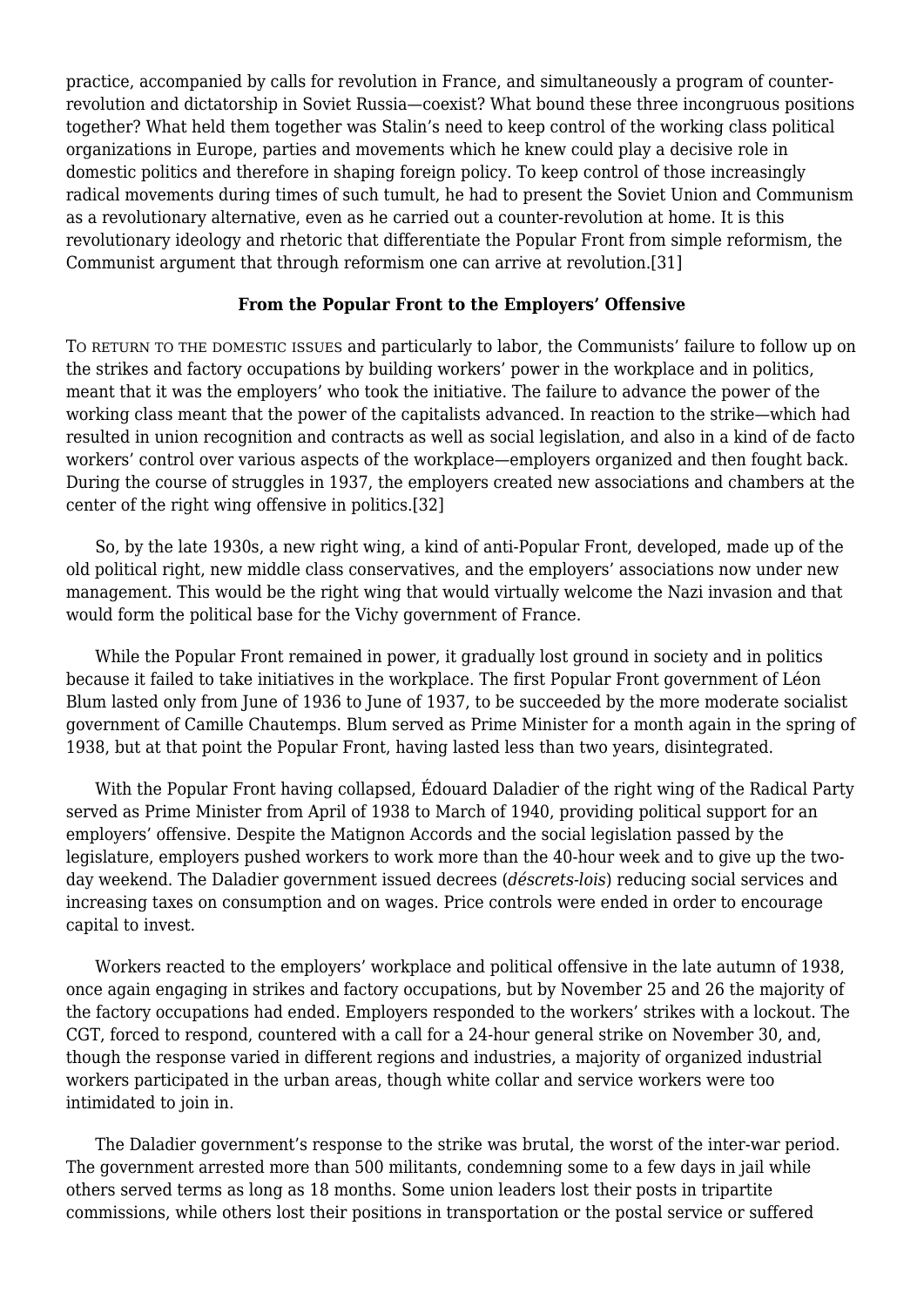practice, accompanied by calls for revolution in France, and simultaneously a program of counter-revolution and dictatorship in Soviet Russia—coexist? What bound these three incongruous positions together? What held them together was Stalin's need to keep control of the working class political organizations in Europe, parties and movements which he knew could play a decisive role in domestic politics and therefore in shaping foreign policy. To keep control of those increasingly radical movements during times of such tumult, he had to present the Soviet Union and Communism as a revolutionary alternative, even as he carried out a counter-revolution at home. It is this revolutionary ideology and rhetoric that differentiate the Popular Front from simple reformism, the Communist argument that through reformism one can arrive at revolution.[31]

### From the Popular Front to the Employers' Offensive

TO RETURN TO THE DOMESTIC ISSUES and particularly to labor, the Communists' failure to follow up on the strikes and factory occupations by building workers' power in the workplace and in politics, meant that it was the employers' who took the initiative. The failure to advance the power of the working class meant that the power of the capitalists advanced. In reaction to the strike—which had resulted in union recognition and contracts as well as social legislation, and also in a kind of de facto workers' control over various aspects of the workplace—employers organized and then fought back. During the course of struggles in 1937, the employers created new associations and chambers at the center of the right wing offensive in politics.[32]

So, by the late 1930s, a new right wing, a kind of anti-Popular Front, developed, made up of the old political right, new middle class conservatives, and the employers' associations now under new management. This would be the right wing that would virtually welcome the Nazi invasion and that would form the political base for the Vichy government of France.

While the Popular Front remained in power, it gradually lost ground in society and in politics because it failed to take initiatives in the workplace. The first Popular Front government of Léon Blum lasted only from June of 1936 to June of 1937, to be succeeded by the more moderate socialist government of Camille Chautemps. Blum served as Prime Minister for a month again in the spring of 1938, but at that point the Popular Front, having lasted less than two years, disintegrated.

With the Popular Front having collapsed, Édouard Daladier of the right wing of the Radical Party served as Prime Minister from April of 1938 to March of 1940, providing political support for an employers' offensive. Despite the Matignon Accords and the social legislation passed by the legislature, employers pushed workers to work more than the 40-hour week and to give up the two-day weekend. The Daladier government issued decrees (*déscrets-lois*) reducing social services and increasing taxes on consumption and on wages. Price controls were ended in order to encourage capital to invest.

Workers reacted to the employers' workplace and political offensive in the late autumn of 1938, once again engaging in strikes and factory occupations, but by November 25 and 26 the majority of the factory occupations had ended. Employers responded to the workers' strikes with a lockout. The CGT, forced to respond, countered with a call for a 24-hour general strike on November 30, and, though the response varied in different regions and industries, a majority of organized industrial workers participated in the urban areas, though white collar and service workers were too intimidated to join in.

The Daladier government's response to the strike was brutal, the worst of the inter-war period. The government arrested more than 500 militants, condemning some to a few days in jail while others served terms as long as 18 months. Some union leaders lost their posts in tripartite commissions, while others lost their positions in transportation or the postal service or suffered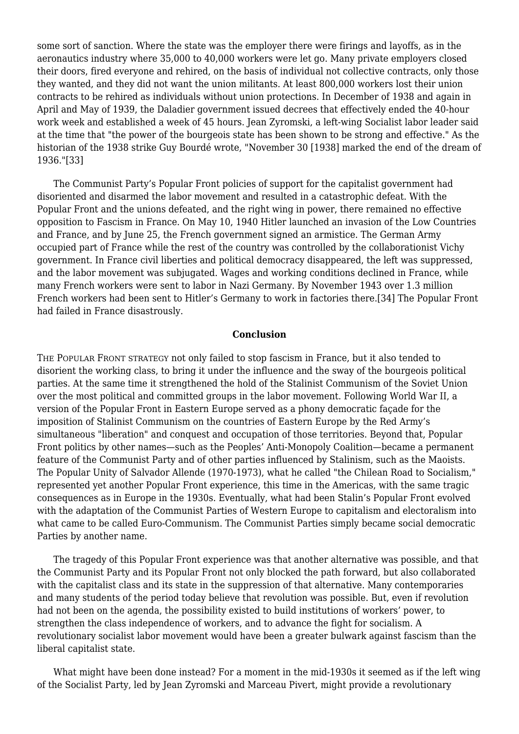some sort of sanction. Where the state was the employer there were firings and layoffs, as in the aeronautics industry where 35,000 to 40,000 workers were let go. Many private employers closed their doors, fired everyone and rehired, on the basis of individual not collective contracts, only those they wanted, and they did not want the union militants. At least 800,000 workers lost their union contracts to be rehired as individuals without union protections. In December of 1938 and again in April and May of 1939, the Daladier government issued decrees that effectively ended the 40-hour work week and established a week of 45 hours. Jean Zyromski, a left-wing Socialist labor leader said at the time that "the power of the bourgeois state has been shown to be strong and effective." As the historian of the 1938 strike Guy Bourdé wrote, "November 30 [1938] marked the end of the dream of 1936."[33]

The Communist Party's Popular Front policies of support for the capitalist government had disoriented and disarmed the labor movement and resulted in a catastrophic defeat. With the Popular Front and the unions defeated, and the right wing in power, there remained no effective opposition to Fascism in France. On May 10, 1940 Hitler launched an invasion of the Low Countries and France, and by June 25, the French government signed an armistice. The German Army occupied part of France while the rest of the country was controlled by the collaborationist Vichy government. In France civil liberties and political democracy disappeared, the left was suppressed, and the labor movement was subjugated. Wages and working conditions declined in France, while many French workers were sent to labor in Nazi Germany. By November 1943 over 1.3 million French workers had been sent to Hitler's Germany to work in factories there.[34] The Popular Front had failed in France disastrously.

## Conclusion

THE POPULAR FRONT STRATEGY not only failed to stop fascism in France, but it also tended to disorient the working class, to bring it under the influence and the sway of the bourgeois political parties. At the same time it strengthened the hold of the Stalinist Communism of the Soviet Union over the most political and committed groups in the labor movement. Following World War II, a version of the Popular Front in Eastern Europe served as a phony democratic façade for the imposition of Stalinist Communism on the countries of Eastern Europe by the Red Army's simultaneous "liberation" and conquest and occupation of those territories. Beyond that, Popular Front politics by other names—such as the Peoples' Anti-Monopoly Coalition—became a permanent feature of the Communist Party and of other parties influenced by Stalinism, such as the Maoists. The Popular Unity of Salvador Allende (1970-1973), what he called "the Chilean Road to Socialism," represented yet another Popular Front experience, this time in the Americas, with the same tragic consequences as in Europe in the 1930s. Eventually, what had been Stalin's Popular Front evolved with the adaptation of the Communist Parties of Western Europe to capitalism and electoralism into what came to be called Euro-Communism. The Communist Parties simply became social democratic Parties by another name.

The tragedy of this Popular Front experience was that another alternative was possible, and that the Communist Party and its Popular Front not only blocked the path forward, but also collaborated with the capitalist class and its state in the suppression of that alternative. Many contemporaries and many students of the period today believe that revolution was possible. But, even if revolution had not been on the agenda, the possibility existed to build institutions of workers' power, to strengthen the class independence of workers, and to advance the fight for socialism. A revolutionary socialist labor movement would have been a greater bulwark against fascism than the liberal capitalist state.

What might have been done instead? For a moment in the mid-1930s it seemed as if the left wing of the Socialist Party, led by Jean Zyromski and Marceau Pivert, might provide a revolutionary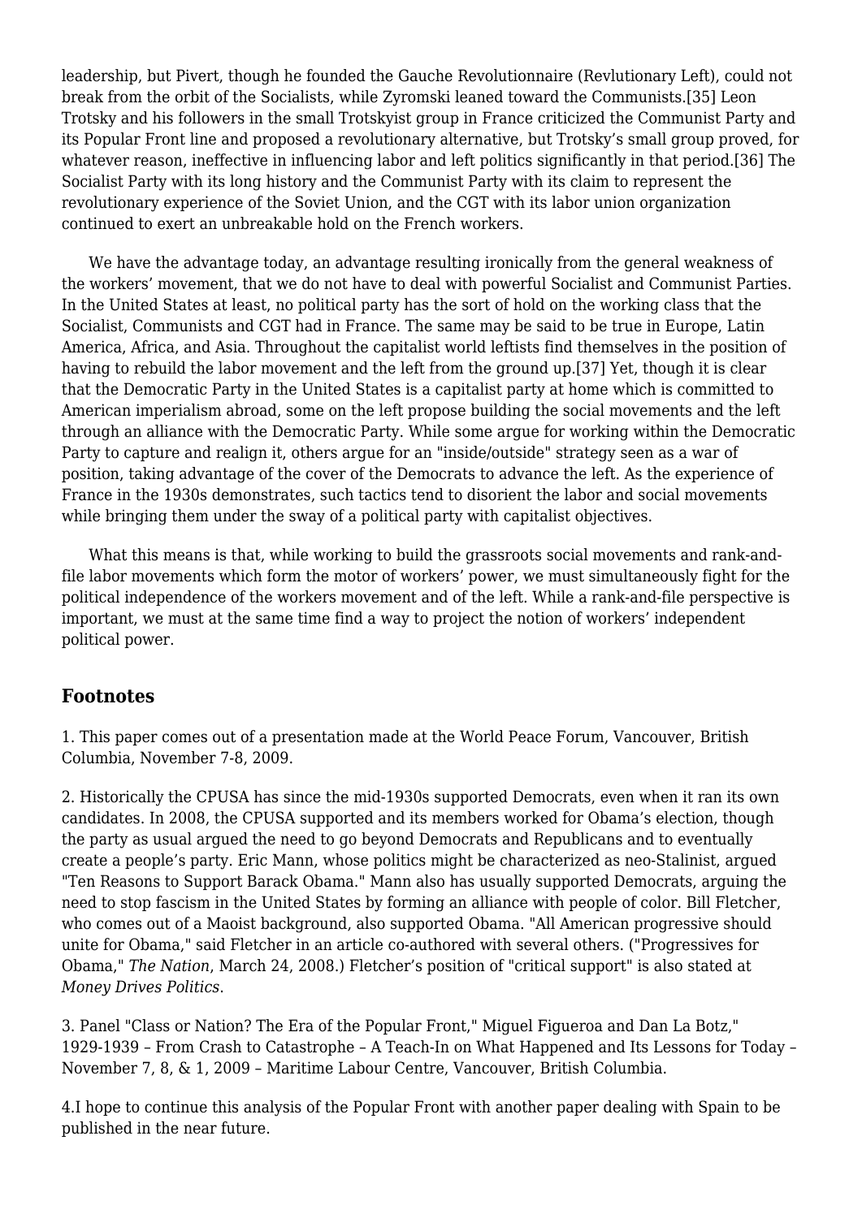leadership, but Pivert, though he founded the Gauche Revolutionnaire (Revlutionary Left), could not break from the orbit of the Socialists, while Zyromski leaned toward the Communists.[35] Leon Trotsky and his followers in the small Trotskyist group in France criticized the Communist Party and its Popular Front line and proposed a revolutionary alternative, but Trotsky's small group proved, for whatever reason, ineffective in influencing labor and left politics significantly in that period.[36] The Socialist Party with its long history and the Communist Party with its claim to represent the revolutionary experience of the Soviet Union, and the CGT with its labor union organization continued to exert an unbreakable hold on the French workers.

We have the advantage today, an advantage resulting ironically from the general weakness of the workers' movement, that we do not have to deal with powerful Socialist and Communist Parties. In the United States at least, no political party has the sort of hold on the working class that the Socialist, Communists and CGT had in France. The same may be said to be true in Europe, Latin America, Africa, and Asia. Throughout the capitalist world leftists find themselves in the position of having to rebuild the labor movement and the left from the ground up.[37] Yet, though it is clear that the Democratic Party in the United States is a capitalist party at home which is committed to American imperialism abroad, some on the left propose building the social movements and the left through an alliance with the Democratic Party. While some argue for working within the Democratic Party to capture and realign it, others argue for an "inside/outside" strategy seen as a war of position, taking advantage of the cover of the Democrats to advance the left. As the experience of France in the 1930s demonstrates, such tactics tend to disorient the labor and social movements while bringing them under the sway of a political party with capitalist objectives.

What this means is that, while working to build the grassroots social movements and rank-and-file labor movements which form the motor of workers' power, we must simultaneously fight for the political independence of the workers movement and of the left. While a rank-and-file perspective is important, we must at the same time find a way to project the notion of workers' independent political power.

## Footnotes

1. This paper comes out of a presentation made at the World Peace Forum, Vancouver, British Columbia, November 7-8, 2009.

2. Historically the CPUSA has since the mid-1930s supported Democrats, even when it ran its own candidates. In 2008, the CPUSA supported and its members worked for Obama's election, though the party as usual argued the need to go beyond Democrats and Republicans and to eventually create a people's party. Eric Mann, whose politics might be characterized as neo-Stalinist, argued "Ten Reasons to Support Barack Obama." Mann also has usually supported Democrats, arguing the need to stop fascism in the United States by forming an alliance with people of color. Bill Fletcher, who comes out of a Maoist background, also supported Obama. "All American progressive should unite for Obama," said Fletcher in an article co-authored with several others. ("Progressives for Obama," *The Nation*, March 24, 2008.) Fletcher's position of "critical support" is also stated at *Money Drives Politics*.

3. Panel "Class or Nation? The Era of the Popular Front," Miguel Figueroa and Dan La Botz," 1929-1939 – From Crash to Catastrophe – A Teach-In on What Happened and Its Lessons for Today – November 7, 8, & 1, 2009 – Maritime Labour Centre, Vancouver, British Columbia.

4.I hope to continue this analysis of the Popular Front with another paper dealing with Spain to be published in the near future.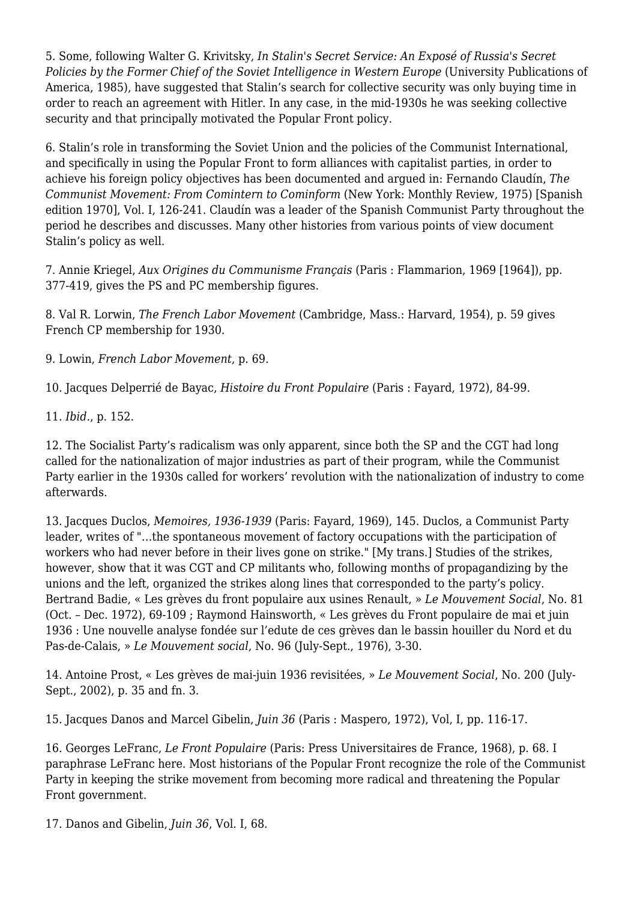5. Some, following Walter G. Krivitsky, *In Stalin's Secret Service: An Exposé of Russia's Secret Policies by the Former Chief of the Soviet Intelligence in Western Europe* (University Publications of America, 1985), have suggested that Stalin's search for collective security was only buying time in order to reach an agreement with Hitler. In any case, in the mid-1930s he was seeking collective security and that principally motivated the Popular Front policy.

6. Stalin's role in transforming the Soviet Union and the policies of the Communist International, and specifically in using the Popular Front to form alliances with capitalist parties, in order to achieve his foreign policy objectives has been documented and argued in: Fernando Claudín, *The Communist Movement: From Comintern to Cominform* (New York: Monthly Review, 1975) [Spanish edition 1970], Vol. I, 126-241. Claudín was a leader of the Spanish Communist Party throughout the period he describes and discusses. Many other histories from various points of view document Stalin's policy as well.

7. Annie Kriegel, *Aux Origines du Communisme Français* (Paris : Flammarion, 1969 [1964]), pp. 377-419, gives the PS and PC membership figures.

8. Val R. Lorwin, *The French Labor Movement* (Cambridge, Mass.: Harvard, 1954), p. 59 gives French CP membership for 1930.

9. Lowin, *French Labor Movement*, p. 69.

10. Jacques Delperrié de Bayac, *Histoire du Front Populaire* (Paris : Fayard, 1972), 84-99.

11. *Ibid.*, p. 152.

12. The Socialist Party's radicalism was only apparent, since both the SP and the CGT had long called for the nationalization of major industries as part of their program, while the Communist Party earlier in the 1930s called for workers' revolution with the nationalization of industry to come afterwards.

13. Jacques Duclos, *Memoires, 1936-1939* (Paris: Fayard, 1969), 145. Duclos, a Communist Party leader, writes of "…the spontaneous movement of factory occupations with the participation of workers who had never before in their lives gone on strike." [My trans.] Studies of the strikes, however, show that it was CGT and CP militants who, following months of propagandizing by the unions and the left, organized the strikes along lines that corresponded to the party's policy. Bertrand Badie, « Les grèves du front populaire aux usines Renault, » *Le Mouvement Social*, No. 81 (Oct. – Dec. 1972), 69-109 ; Raymond Hainsworth, « Les grèves du Front populaire de mai et juin 1936 : Une nouvelle analyse fondée sur l'edute de ces grèves dan le bassin houiller du Nord et du Pas-de-Calais, » *Le Mouvement social*, No. 96 (July-Sept., 1976), 3-30.

14. Antoine Prost, « Les grèves de mai-juin 1936 revisitées, » *Le Mouvement Social*, No. 200 (July-Sept., 2002), p. 35 and fn. 3.

15. Jacques Danos and Marcel Gibelin, *Juin 36* (Paris : Maspero, 1972), Vol, I, pp. 116-17.

16. Georges LeFranc, *Le Front Populaire* (Paris: Press Universitaires de France, 1968), p. 68. I paraphrase LeFranc here. Most historians of the Popular Front recognize the role of the Communist Party in keeping the strike movement from becoming more radical and threatening the Popular Front government.

17. Danos and Gibelin, *Juin 36*, Vol. I, 68.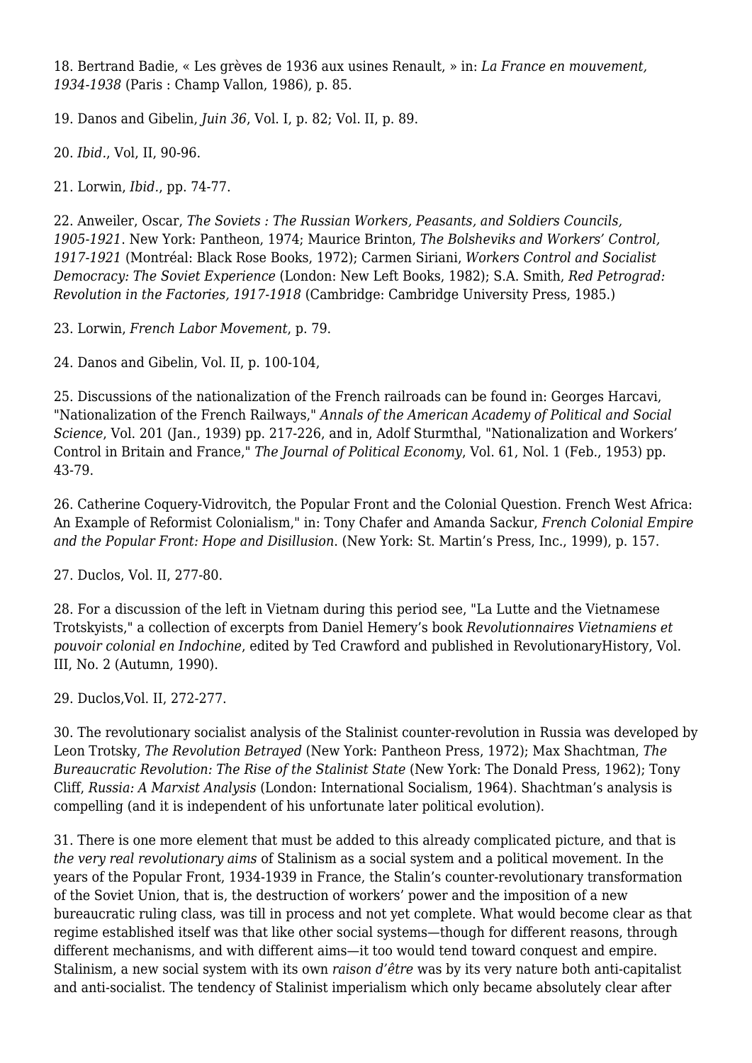18. Bertrand Badie, « Les grèves de 1936 aux usines Renault, » in: *La France en mouvement, 1934-1938* (Paris : Champ Vallon, 1986), p. 85.

19. Danos and Gibelin, *Juin 36*, Vol. I, p. 82; Vol. II, p. 89.

20. *Ibid*., Vol, II, 90-96.

21. Lorwin, *Ibid*., pp. 74-77.

22. Anweiler, Oscar, *The Soviets : The Russian Workers, Peasants, and Soldiers Councils, 1905-1921*. New York: Pantheon, 1974; Maurice Brinton, *The Bolsheviks and Workers' Control, 1917-1921* (Montréal: Black Rose Books, 1972); Carmen Siriani, *Workers Control and Socialist Democracy: The Soviet Experience* (London: New Left Books, 1982); S.A. Smith, *Red Petrograd: Revolution in the Factories, 1917-1918* (Cambridge: Cambridge University Press, 1985.)

23. Lorwin, *French Labor Movement*, p. 79.

24. Danos and Gibelin, Vol. II, p. 100-104,

25. Discussions of the nationalization of the French railroads can be found in: Georges Harcavi, "Nationalization of the French Railways," *Annals of the American Academy of Political and Social Science*, Vol. 201 (Jan., 1939) pp. 217-226, and in, Adolf Sturmthal, "Nationalization and Workers' Control in Britain and France," *The Journal of Political Economy*, Vol. 61, Nol. 1 (Feb., 1953) pp. 43-79.

26. Catherine Coquery-Vidrovitch, the Popular Front and the Colonial Question. French West Africa: An Example of Reformist Colonialism," in: Tony Chafer and Amanda Sackur, *French Colonial Empire and the Popular Front: Hope and Disillusion*. (New York: St. Martin's Press, Inc., 1999), p. 157.

27. Duclos, Vol. II, 277-80.

28. For a discussion of the left in Vietnam during this period see, "La Lutte and the Vietnamese Trotskyists," a collection of excerpts from Daniel Hemery's book *Revolutionnaires Vietnamiens et pouvoir colonial en Indochine*, edited by Ted Crawford and published in RevolutionaryHistory, Vol. III, No. 2 (Autumn, 1990).

29. Duclos,Vol. II, 272-277.

30. The revolutionary socialist analysis of the Stalinist counter-revolution in Russia was developed by Leon Trotsky, *The Revolution Betrayed* (New York: Pantheon Press, 1972); Max Shachtman, *The Bureaucratic Revolution: The Rise of the Stalinist State* (New York: The Donald Press, 1962); Tony Cliff, *Russia: A Marxist Analysis* (London: International Socialism, 1964). Shachtman's analysis is compelling (and it is independent of his unfortunate later political evolution).

31. There is one more element that must be added to this already complicated picture, and that is *the very real revolutionary aims* of Stalinism as a social system and a political movement. In the years of the Popular Front, 1934-1939 in France, the Stalin's counter-revolutionary transformation of the Soviet Union, that is, the destruction of workers' power and the imposition of a new bureaucratic ruling class, was till in process and not yet complete. What would become clear as that regime established itself was that like other social systems—though for different reasons, through different mechanisms, and with different aims—it too would tend toward conquest and empire. Stalinism, a new social system with its own *raison d'être* was by its very nature both anti-capitalist and anti-socialist. The tendency of Stalinist imperialism which only became absolutely clear after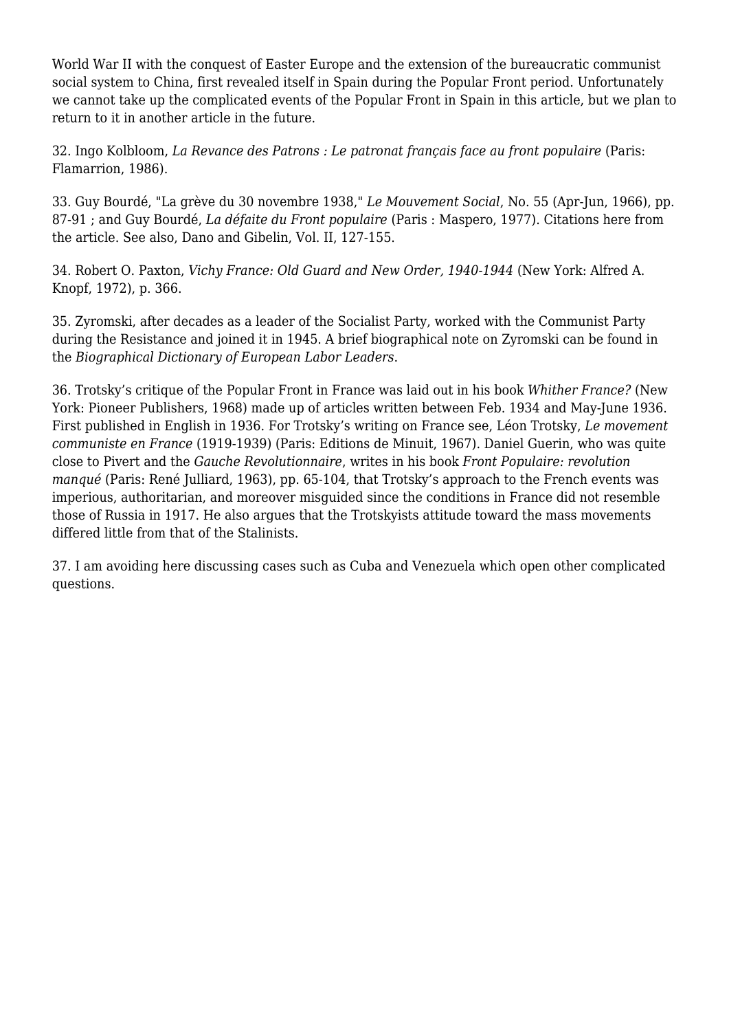World War II with the conquest of Easter Europe and the extension of the bureaucratic communist social system to China, first revealed itself in Spain during the Popular Front period. Unfortunately we cannot take up the complicated events of the Popular Front in Spain in this article, but we plan to return to it in another article in the future.

32. Ingo Kolbloom, *La Revance des Patrons : Le patronat français face au front populaire* (Paris: Flamarrion, 1986).

33. Guy Bourdé, "La grève du 30 novembre 1938," *Le Mouvement Social*, No. 55 (Apr-Jun, 1966), pp. 87-91 ; and Guy Bourdé, *La défaite du Front populaire* (Paris : Maspero, 1977). Citations here from the article. See also, Dano and Gibelin, Vol. II, 127-155.

34. Robert O. Paxton, *Vichy France: Old Guard and New Order, 1940-1944* (New York: Alfred A. Knopf, 1972), p. 366.

35. Zyromski, after decades as a leader of the Socialist Party, worked with the Communist Party during the Resistance and joined it in 1945. A brief biographical note on Zyromski can be found in the *Biographical Dictionary of European Labor Leaders*.

36. Trotsky's critique of the Popular Front in France was laid out in his book *Whither France?* (New York: Pioneer Publishers, 1968) made up of articles written between Feb. 1934 and May-June 1936. First published in English in 1936. For Trotsky's writing on France see, Léon Trotsky, *Le movement communiste en France* (1919-1939) (Paris: Editions de Minuit, 1967). Daniel Guerin, who was quite close to Pivert and the *Gauche Revolutionnaire*, writes in his book *Front Populaire: revolution manqué* (Paris: René Julliard, 1963), pp. 65-104, that Trotsky's approach to the French events was imperious, authoritarian, and moreover misguided since the conditions in France did not resemble those of Russia in 1917. He also argues that the Trotskyists attitude toward the mass movements differed little from that of the Stalinists.

37. I am avoiding here discussing cases such as Cuba and Venezuela which open other complicated questions.